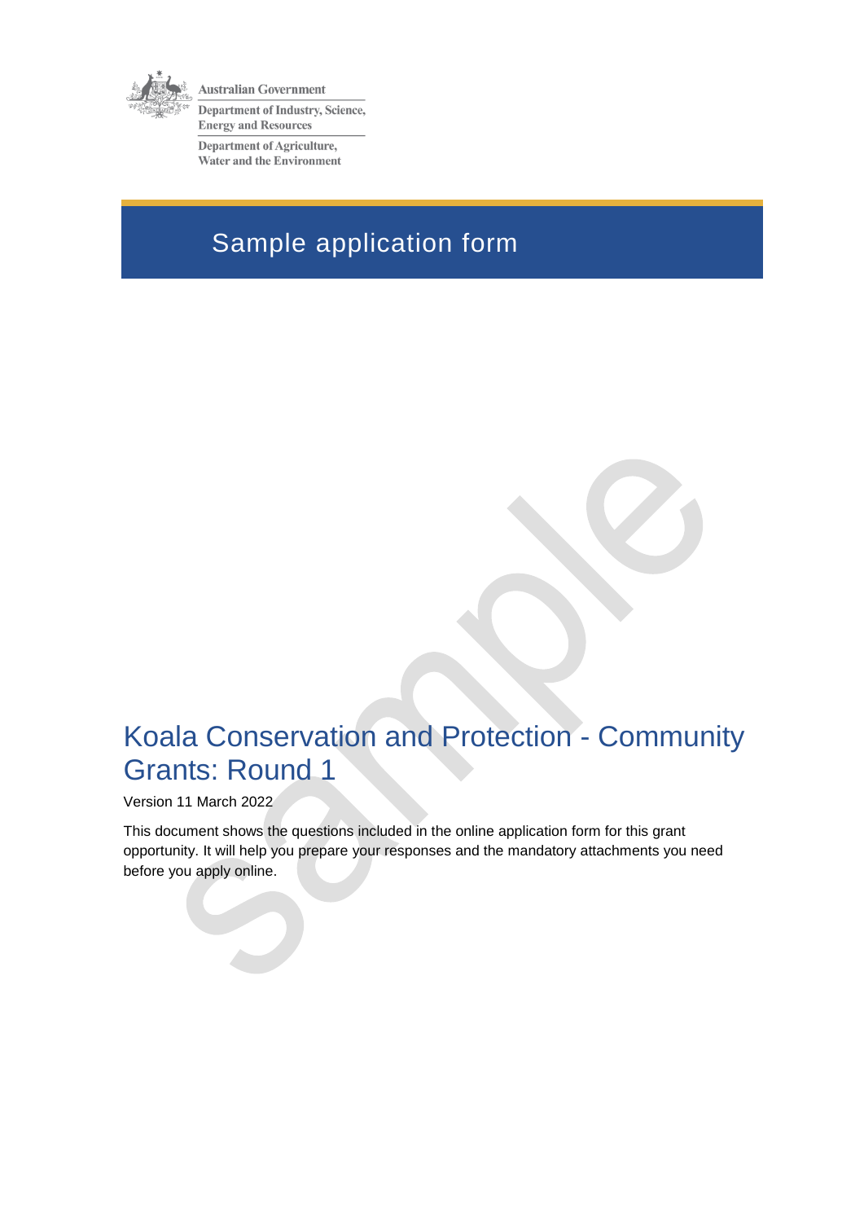Australian Government

Department of Industry, Science, Energy and Resources

Department of Agriculture, Water and the Environment

# Sample application form

## Koala Conservation and Protection - Community Grants: Round 1

Version 11 March 2022

This document shows the questions included in the online application form for this grant opportunity. It will help you prepare your responses and the mandatory attachments you need before you apply online.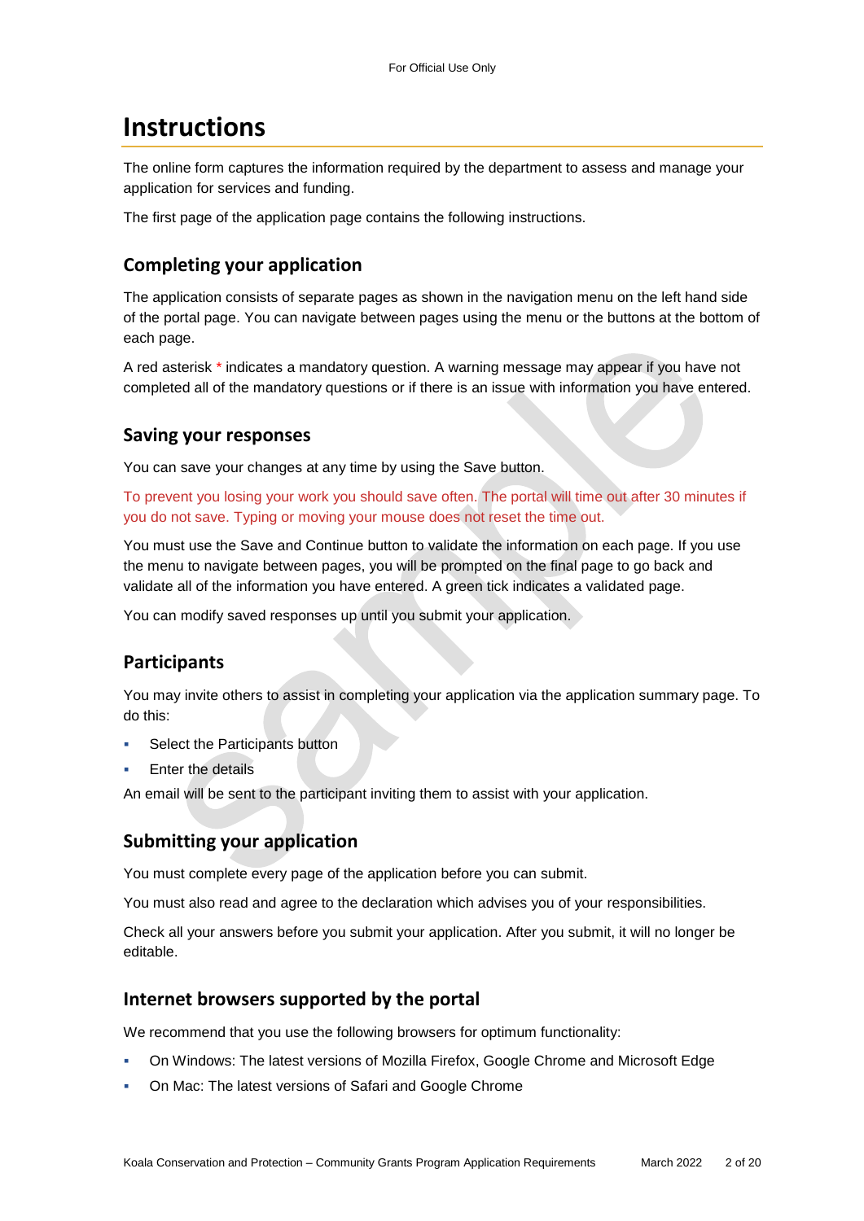# Instructions

The online form captures the information required by the department to assess and manage your application for services and funding.

The first page of the application page contains the following instructions.

## Completing your application

The application consists of separate pages as shown in the navigation menu on the left hand side of the portal page. You can navigate between pages using the menu or the buttons at the bottom of each page.

A red asterisk * indicates a mandatory question. A warning message may appear if you have not completed all of the mandatory questions or if there is an issue with information you have entered.

## Saving your responses

You can save your changes at any time by using the Save button.

To prevent you losing your work you should save often. The portal will time out after 30 minutes if you do not save. Typing or moving your mouse does not reset the time out.

You must use the Save and Continue button to validate the information on each page. If you use the menu to navigate between pages, you will be prompted on the final page to go back and validate all of the information you have entered. A green tick indicates a validated page.

You can modify saved responses up until you submit your application.

## Participants

You may invite others to assist in completing your application via the application summary page. To do this:

- Select the Participants button
- Enter the details

An email will be sent to the participant inviting them to assist with your application.

## Submitting your application

You must complete every page of the application before you can submit.

You must also read and agree to the declaration which advises you of your responsibilities.

Check all your answers before you submit your application. After you submit, it will no longer be editable.

## Internet browsers supported by the portal

We recommend that you use the following browsers for optimum functionality:

- On Windows: The latest versions of Mozilla Firefox, Google Chrome and Microsoft Edge
- On Mac: The latest versions of Safari and Google Chrome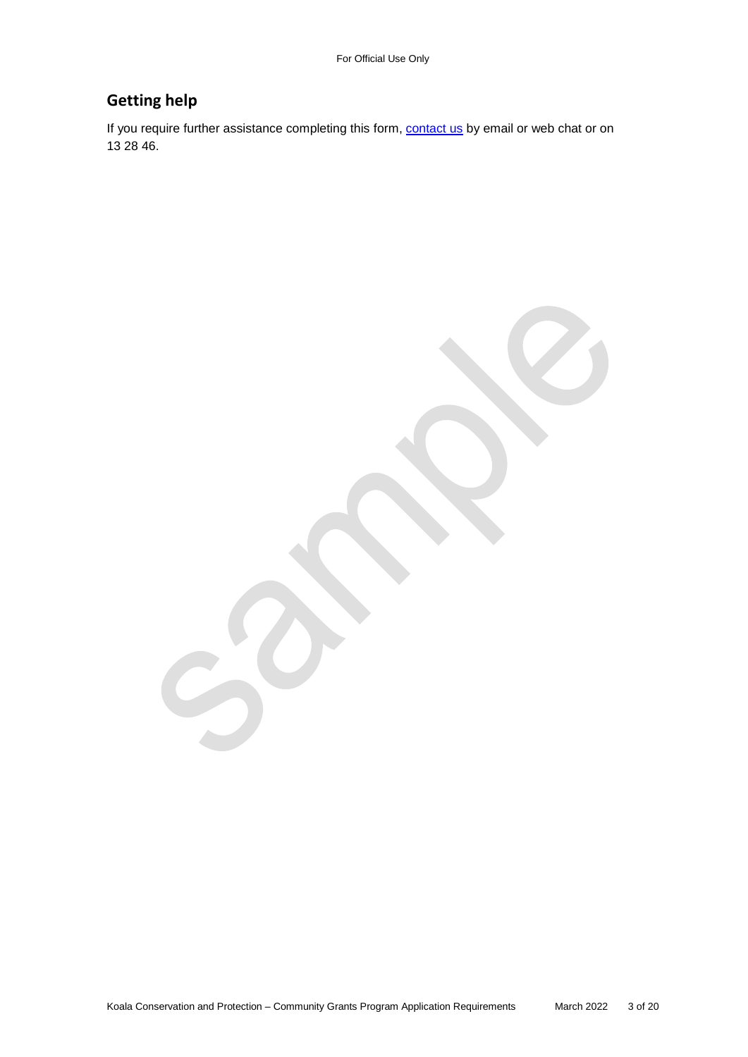## Getting help

If you require further assistance completing this form, [contact us](contact us) by email or web chat or on 13 28 46.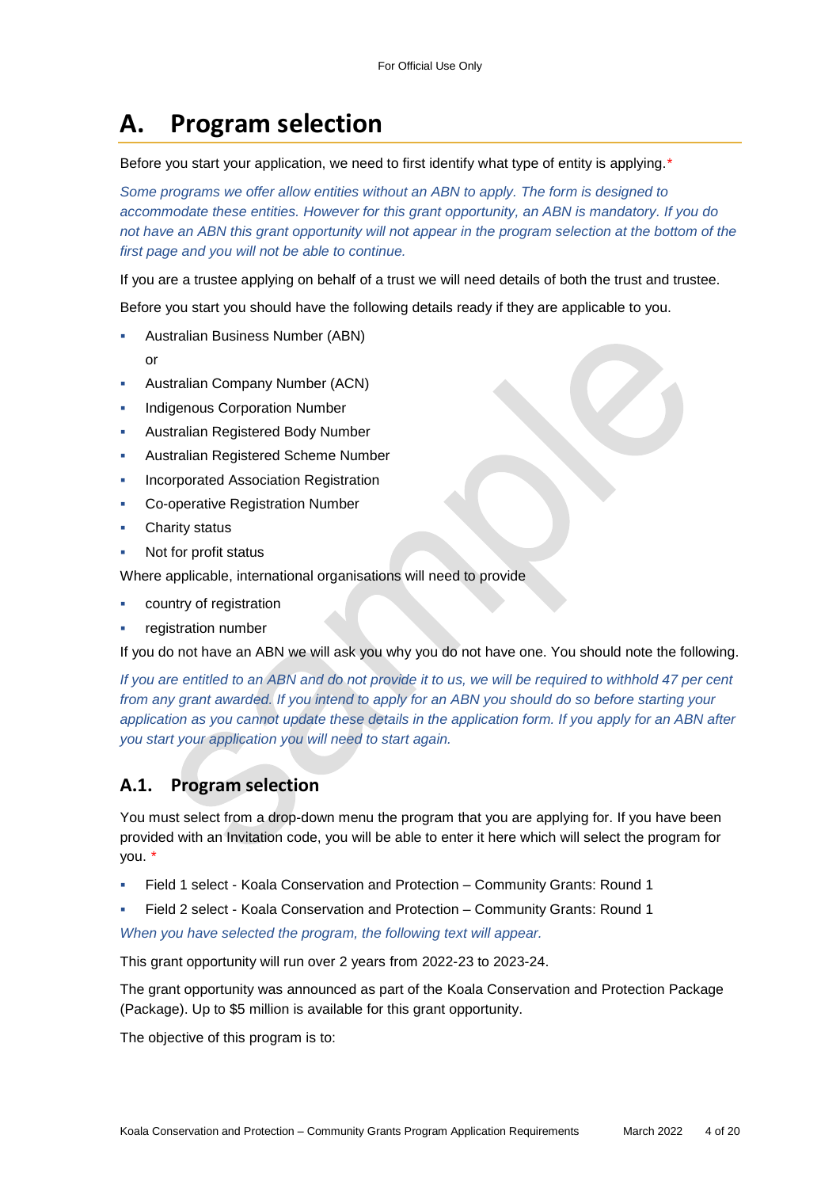# A. Program selection

Before you start your application, we need to first identify what type of entity is applying.*

*Some programs we offer allow entities without an ABN to apply. The form is designed to accommodate these entities. However for this grant opportunity, an ABN is mandatory. If you do not have an ABN this grant opportunity will not appear in the program selection at the bottom of the first page and you will not be able to continue.*

If you are a trustee applying on behalf of a trust we will need details of both the trust and trustee.

Before you start you should have the following details ready if they are applicable to you.

- Australian Business Number (ABN)
  or
- Australian Company Number (ACN)
- Indigenous Corporation Number
- Australian Registered Body Number
- Australian Registered Scheme Number
- Incorporated Association Registration
- Co-operative Registration Number
- Charity status
- Not for profit status

Where applicable, international organisations will need to provide

- country of registration
- registration number

If you do not have an ABN we will ask you why you do not have one. You should note the following.

*If you are entitled to an ABN and do not provide it to us, we will be required to withhold 47 per cent from any grant awarded. If you intend to apply for an ABN you should do so before starting your application as you cannot update these details in the application form. If you apply for an ABN after you start your application you will need to start again.*

## A.1. Program selection

You must select from a drop-down menu the program that you are applying for. If you have been provided with an Invitation code, you will be able to enter it here which will select the program for you. *

- Field 1 select - Koala Conservation and Protection – Community Grants: Round 1
- Field 2 select - Koala Conservation and Protection – Community Grants: Round 1

*When you have selected the program, the following text will appear.*

This grant opportunity will run over 2 years from 2022-23 to 2023-24.

The grant opportunity was announced as part of the Koala Conservation and Protection Package (Package). Up to $5 million is available for this grant opportunity.

The objective of this program is to: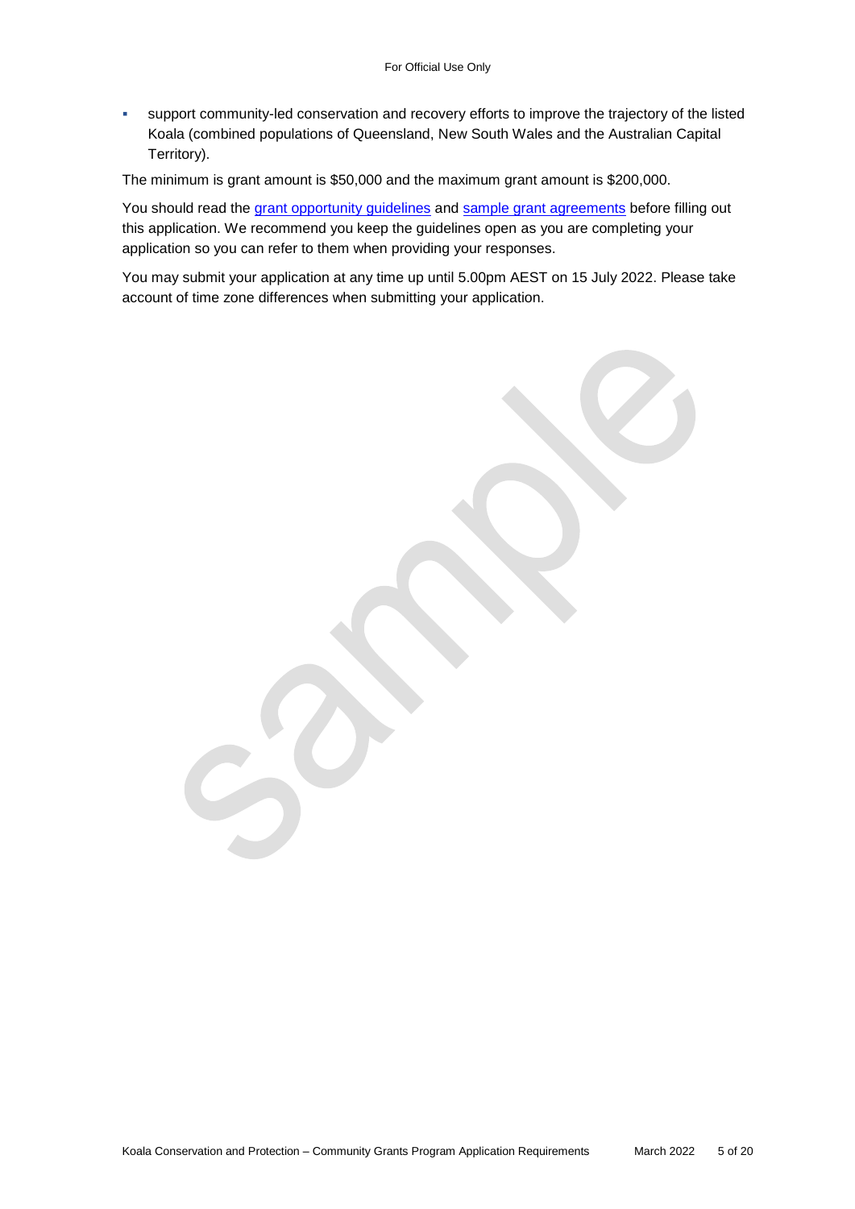- support community-led conservation and recovery efforts to improve the trajectory of the listed Koala (combined populations of Queensland, New South Wales and the Australian Capital Territory).

The minimum is grant amount is $50,000 and the maximum grant amount is $200,000.

You should read the grant opportunity guidelines and sample grant agreements before filling out this application. We recommend you keep the guidelines open as you are completing your application so you can refer to them when providing your responses.

You may submit your application at any time up until 5.00pm AEST on 15 July 2022. Please take account of time zone differences when submitting your application.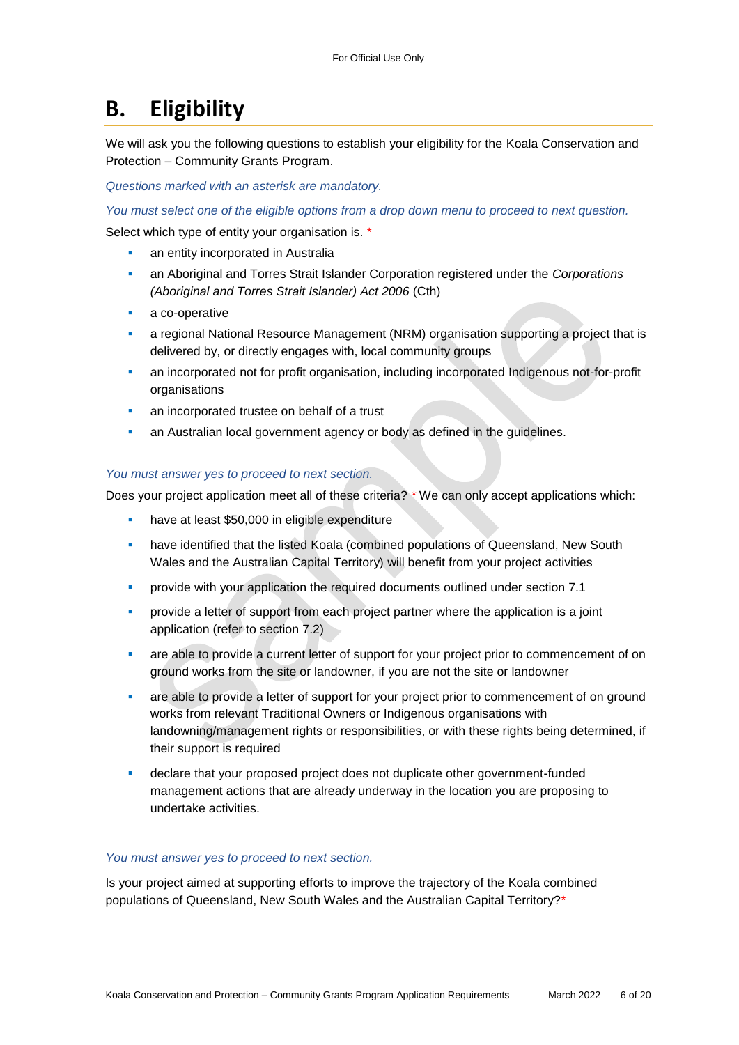# B. Eligibility

We will ask you the following questions to establish your eligibility for the Koala Conservation and Protection – Community Grants Program.

*Questions marked with an asterisk are mandatory.*

*You must select one of the eligible options from a drop down menu to proceed to next question.*

Select which type of entity your organisation is. *

- an entity incorporated in Australia
- an Aboriginal and Torres Strait Islander Corporation registered under the *Corporations (Aboriginal and Torres Strait Islander) Act 2006* (Cth)
- a co-operative
- a regional National Resource Management (NRM) organisation supporting a project that is delivered by, or directly engages with, local community groups
- an incorporated not for profit organisation, including incorporated Indigenous not-for-profit organisations
- an incorporated trustee on behalf of a trust
- an Australian local government agency or body as defined in the guidelines.

*You must answer yes to proceed to next section.*

Does your project application meet all of these criteria? * We can only accept applications which:

- have at least $50,000 in eligible expenditure
- have identified that the listed Koala (combined populations of Queensland, New South Wales and the Australian Capital Territory) will benefit from your project activities
- provide with your application the required documents outlined under section 7.1
- provide a letter of support from each project partner where the application is a joint application (refer to section 7.2)
- are able to provide a current letter of support for your project prior to commencement of on ground works from the site or landowner, if you are not the site or landowner
- are able to provide a letter of support for your project prior to commencement of on ground works from relevant Traditional Owners or Indigenous organisations with landowning/management rights or responsibilities, or with these rights being determined, if their support is required
- declare that your proposed project does not duplicate other government-funded management actions that are already underway in the location you are proposing to undertake activities.

*You must answer yes to proceed to next section.*

Is your project aimed at supporting efforts to improve the trajectory of the Koala combined populations of Queensland, New South Wales and the Australian Capital Territory?*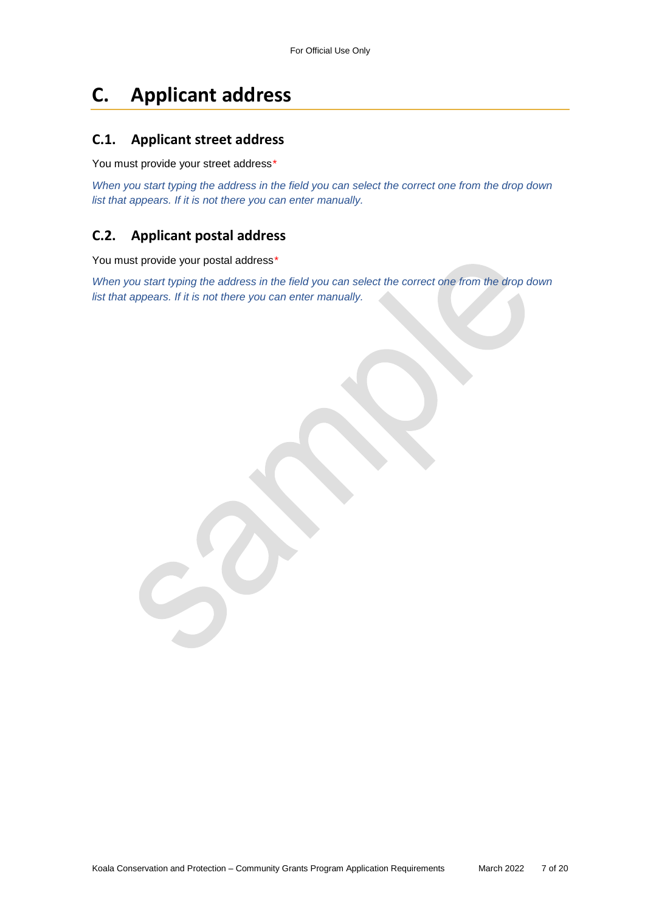# C. Applicant address

## C.1. Applicant street address

You must provide your street address*

*When you start typing the address in the field you can select the correct one from the drop down list that appears. If it is not there you can enter manually.*

## C.2. Applicant postal address

You must provide your postal address*

*When you start typing the address in the field you can select the correct one from the drop down list that appears. If it is not there you can enter manually.*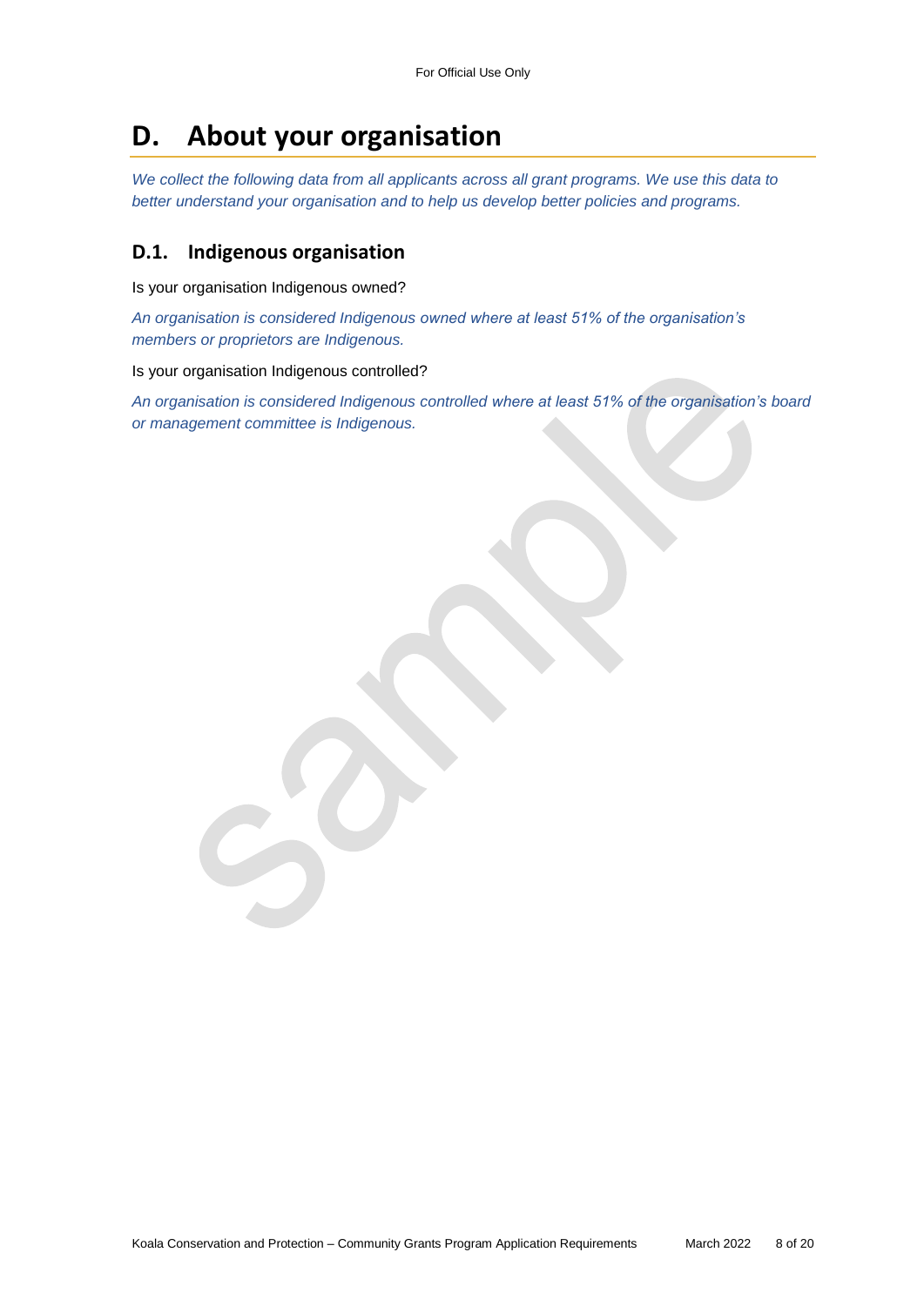# D. About your organisation

*We collect the following data from all applicants across all grant programs. We use this data to better understand your organisation and to help us develop better policies and programs.*

## D.1. Indigenous organisation

Is your organisation Indigenous owned?

*An organisation is considered Indigenous owned where at least 51% of the organisation's members or proprietors are Indigenous.*

Is your organisation Indigenous controlled?

*An organisation is considered Indigenous controlled where at least 51% of the organisation's board or management committee is Indigenous.*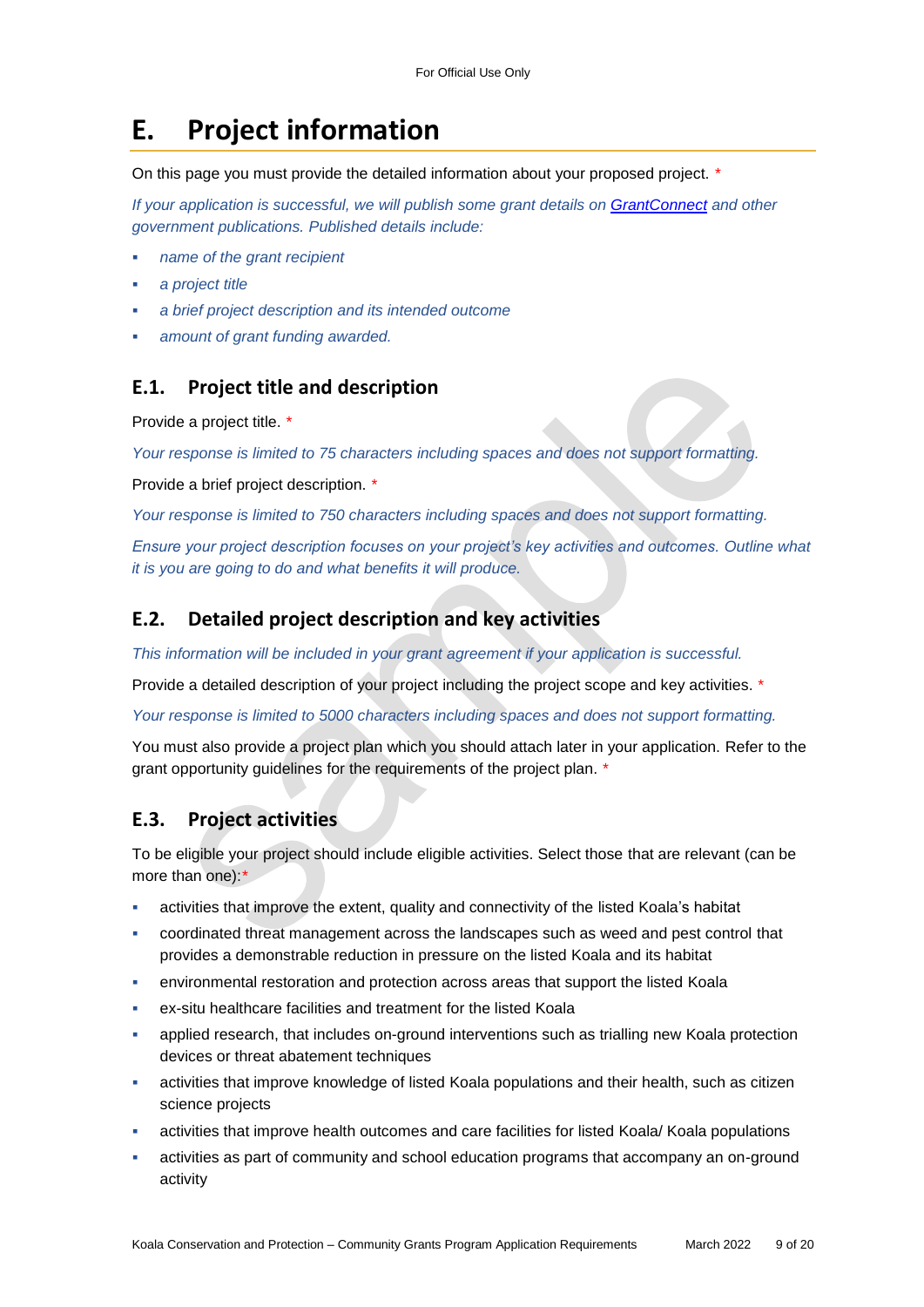# E. Project information

On this page you must provide the detailed information about your proposed project. *

*If your application is successful, we will publish some grant details on [GrantConnect](GrantConnect) and other government publications. Published details include:*

- *name of the grant recipient*
- *a project title*
- *a brief project description and its intended outcome*
- *amount of grant funding awarded.*

## E.1. Project title and description

Provide a project title. *

*Your response is limited to 75 characters including spaces and does not support formatting.*

Provide a brief project description. *

*Your response is limited to 750 characters including spaces and does not support formatting.*

*Ensure your project description focuses on your project's key activities and outcomes. Outline what it is you are going to do and what benefits it will produce.*

## E.2. Detailed project description and key activities

*This information will be included in your grant agreement if your application is successful.*

Provide a detailed description of your project including the project scope and key activities. *

*Your response is limited to 5000 characters including spaces and does not support formatting.*

You must also provide a project plan which you should attach later in your application. Refer to the grant opportunity guidelines for the requirements of the project plan. *

## E.3. Project activities

To be eligible your project should include eligible activities. Select those that are relevant (can be more than one):*

- activities that improve the extent, quality and connectivity of the listed Koala's habitat
- coordinated threat management across the landscapes such as weed and pest control that provides a demonstrable reduction in pressure on the listed Koala and its habitat
- environmental restoration and protection across areas that support the listed Koala
- ex-situ healthcare facilities and treatment for the listed Koala
- applied research, that includes on-ground interventions such as trialling new Koala protection devices or threat abatement techniques
- activities that improve knowledge of listed Koala populations and their health, such as citizen science projects
- activities that improve health outcomes and care facilities for listed Koala/ Koala populations
- activities as part of community and school education programs that accompany an on-ground activity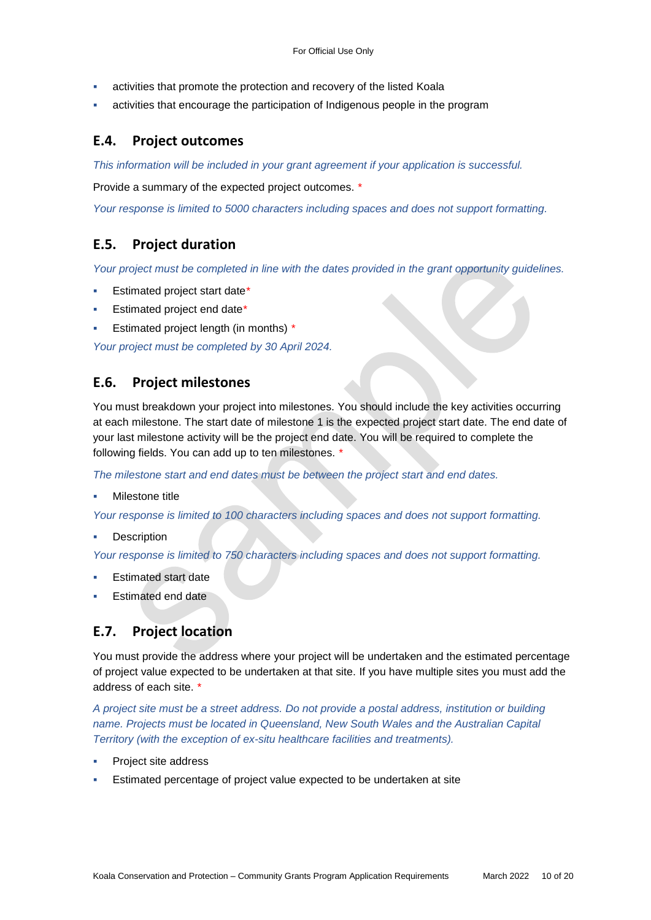- activities that promote the protection and recovery of the listed Koala
- activities that encourage the participation of Indigenous people in the program

## E.4. Project outcomes

*This information will be included in your grant agreement if your application is successful.*

Provide a summary of the expected project outcomes. *

*Your response is limited to 5000 characters including spaces and does not support formatting.*

## E.5. Project duration

*Your project must be completed in line with the dates provided in the grant opportunity guidelines.*

- Estimated project start date*
- Estimated project end date*
- Estimated project length (in months) *

*Your project must be completed by 30 April 2024.*

## E.6. Project milestones

You must breakdown your project into milestones. You should include the key activities occurring at each milestone. The start date of milestone 1 is the expected project start date. The end date of your last milestone activity will be the project end date. You will be required to complete the following fields. You can add up to ten milestones. *

*The milestone start and end dates must be between the project start and end dates.*

- Milestone title

*Your response is limited to 100 characters including spaces and does not support formatting.*

- Description

*Your response is limited to 750 characters including spaces and does not support formatting.*

- Estimated start date
- Estimated end date

## E.7. Project location

You must provide the address where your project will be undertaken and the estimated percentage of project value expected to be undertaken at that site. If you have multiple sites you must add the address of each site. *

*A project site must be a street address. Do not provide a postal address, institution or building name. Projects must be located in Queensland, New South Wales and the Australian Capital Territory (with the exception of ex-situ healthcare facilities and treatments).*

- Project site address
- Estimated percentage of project value expected to be undertaken at site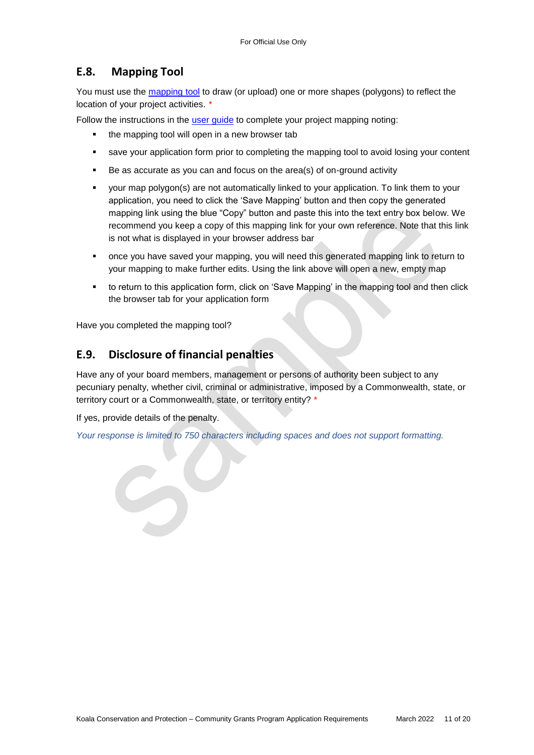## E.8. Mapping Tool

You must use the [mapping tool](mapping tool) to draw (or upload) one or more shapes (polygons) to reflect the location of your project activities. *

Follow the instructions in the [user guide](user guide) to complete your project mapping noting:

- the mapping tool will open in a new browser tab
- save your application form prior to completing the mapping tool to avoid losing your content
- Be as accurate as you can and focus on the area(s) of on-ground activity
- your map polygon(s) are not automatically linked to your application. To link them to your application, you need to click the 'Save Mapping' button and then copy the generated mapping link using the blue "Copy" button and paste this into the text entry box below. We recommend you keep a copy of this mapping link for your own reference. Note that this link is not what is displayed in your browser address bar
- once you have saved your mapping, you will need this generated mapping link to return to your mapping to make further edits. Using the link above will open a new, empty map
- to return to this application form, click on 'Save Mapping' in the mapping tool and then click the browser tab for your application form

Have you completed the mapping tool?

## E.9. Disclosure of financial penalties

Have any of your board members, management or persons of authority been subject to any pecuniary penalty, whether civil, criminal or administrative, imposed by a Commonwealth, state, or territory court or a Commonwealth, state, or territory entity? *

If yes, provide details of the penalty.

*Your response is limited to 750 characters including spaces and does not support formatting.*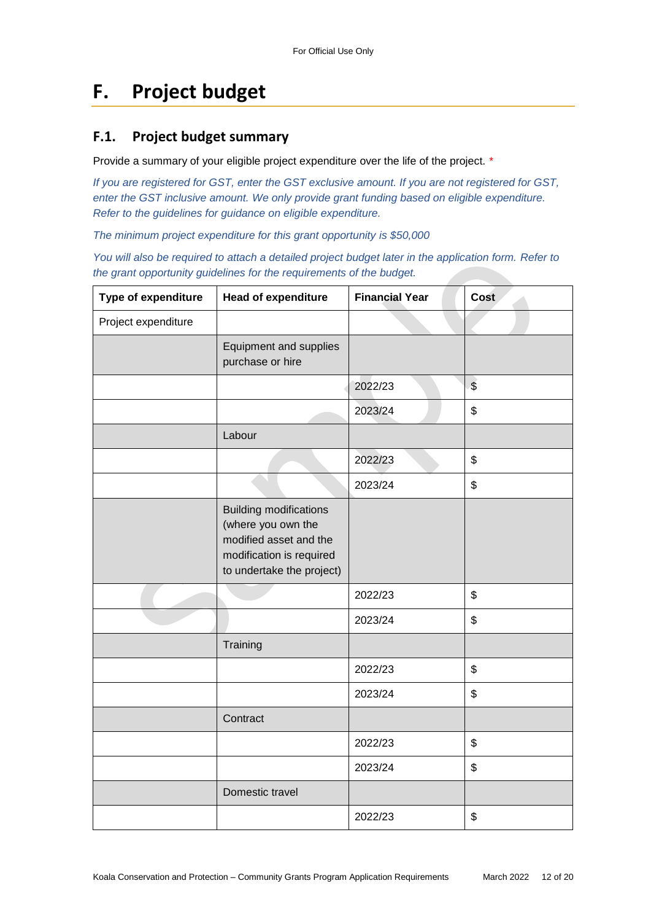# F. Project budget

## F.1. Project budget summary

Provide a summary of your eligible project expenditure over the life of the project. *

*If you are registered for GST, enter the GST exclusive amount. If you are not registered for GST, enter the GST inclusive amount. We only provide grant funding based on eligible expenditure. Refer to the guidelines for guidance on eligible expenditure.*

*The minimum project expenditure for this grant opportunity is $50,000*

*You will also be required to attach a detailed project budget later in the application form. Refer to the grant opportunity guidelines for the requirements of the budget.*

| Type of expenditure | Head of expenditure | Financial Year | Cost |
|---|---|---|---|
| Project expenditure | | | |
| | Equipment and supplies purchase or hire | | |
| | | 2022/23 | $ |
| | | 2023/24 | $ |
| | Labour | | |
| | | 2022/23 | $ |
| | | 2023/24 | $ |
| | Building modifications (where you own the modified asset and the modification is required to undertake the project) | | |
| | | 2022/23 | $ |
| | | 2023/24 | $ |
| | Training | | |
| | | 2022/23 | $ |
| | | 2023/24 | $ |
| | Contract | | |
| | | 2022/23 | $ |
| | | 2023/24 | $ |
| | Domestic travel | | |
| | | 2022/23 | $ |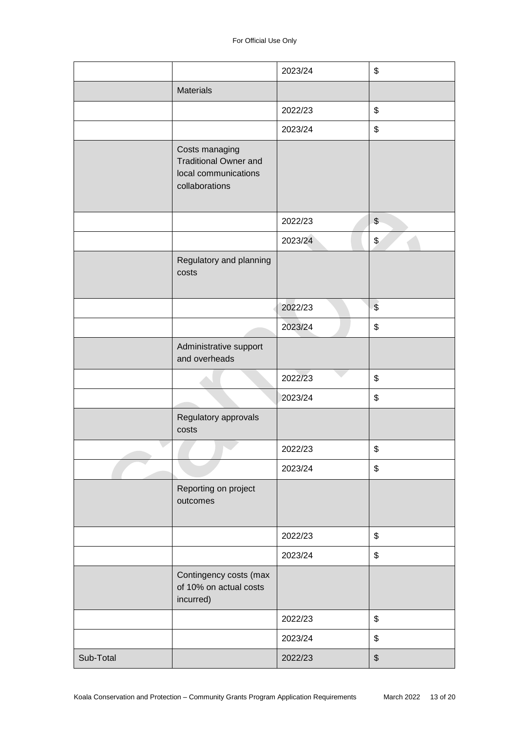| | | | |
|---|---|---|---|
| | | 2023/24 | $ |
| | Materials | | |
| | | 2022/23 | $ |
| | | 2023/24 | $ |
| | Costs managing Traditional Owner and local communications collaborations | | |
| | | 2022/23 | $ |
| | | 2023/24 | $ |
| | Regulatory and planning costs | | |
| | | 2022/23 | $ |
| | | 2023/24 | $ |
| | Administrative support and overheads | | |
| | | 2022/23 | $ |
| | | 2023/24 | $ |
| | Regulatory approvals costs | | |
| | | 2022/23 | $ |
| | | 2023/24 | $ |
| | Reporting on project outcomes | | |
| | | 2022/23 | $ |
| | | 2023/24 | $ |
| | Contingency costs (max of 10% on actual costs incurred) | | |
| | | 2022/23 | $ |
| | | 2023/24 | $ |
| Sub-Total | | 2022/23 | $ |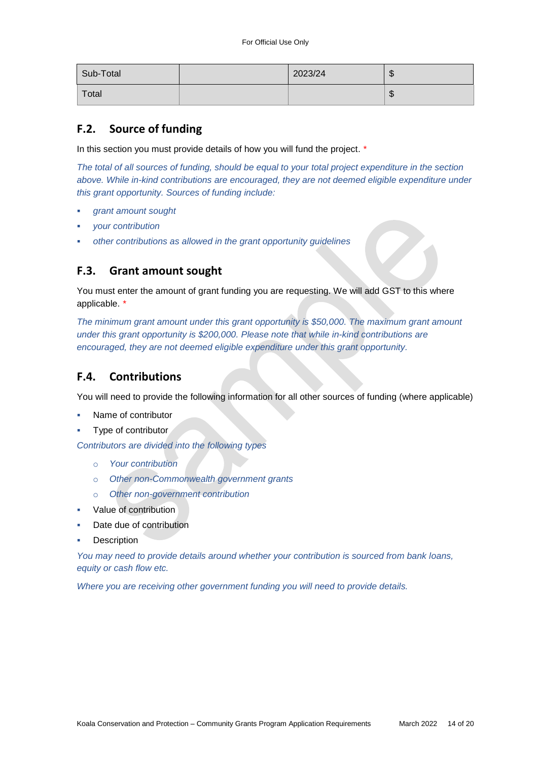| Sub-Total | | 2023/24 | $ |
|---|---|---|---|
| Total | | | $ |

## F.2. Source of funding

In this section you must provide details of how you will fund the project. *

*The total of all sources of funding, should be equal to your total project expenditure in the section above. While in-kind contributions are encouraged, they are not deemed eligible expenditure under this grant opportunity. Sources of funding include:*

- *grant amount sought*
- *your contribution*
- *other contributions as allowed in the grant opportunity guidelines*

## F.3. Grant amount sought

You must enter the amount of grant funding you are requesting. We will add GST to this where applicable. *

*The minimum grant amount under this grant opportunity is $50,000. The maximum grant amount under this grant opportunity is $200,000. Please note that while in-kind contributions are encouraged, they are not deemed eligible expenditure under this grant opportunity.*

## F.4. Contributions

You will need to provide the following information for all other sources of funding (where applicable)

- Name of contributor
- Type of contributor

*Contributors are divided into the following types*

  - *Your contribution*
  - *Other non-Commonwealth government grants*
  - *Other non-government contribution*

- Value of contribution
- Date due of contribution
- Description

*You may need to provide details around whether your contribution is sourced from bank loans, equity or cash flow etc.*

*Where you are receiving other government funding you will need to provide details.*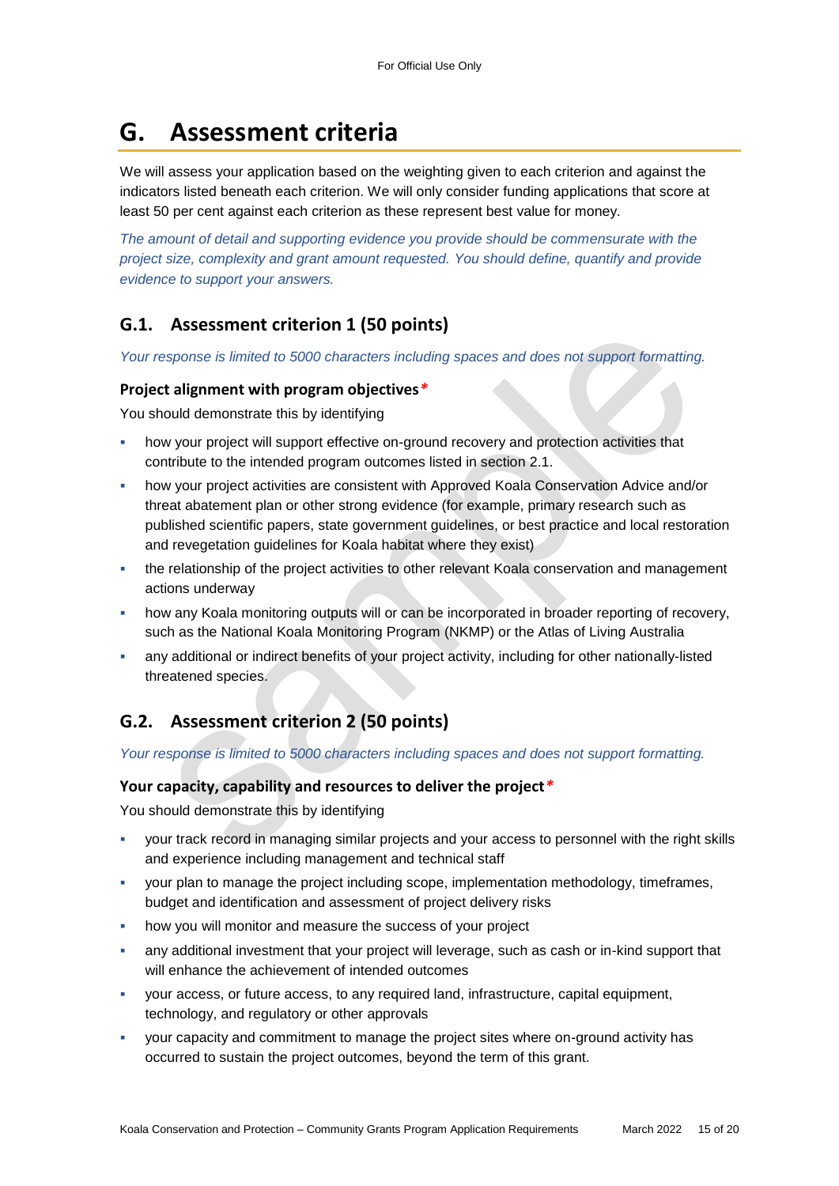# G. Assessment criteria

We will assess your application based on the weighting given to each criterion and against the indicators listed beneath each criterion. We will only consider funding applications that score at least 50 per cent against each criterion as these represent best value for money.

*The amount of detail and supporting evidence you provide should be commensurate with the project size, complexity and grant amount requested. You should define, quantify and provide evidence to support your answers.*

## G.1. Assessment criterion 1 (50 points)

*Your response is limited to 5000 characters including spaces and does not support formatting.*

### Project alignment with program objectives*

You should demonstrate this by identifying

- how your project will support effective on-ground recovery and protection activities that contribute to the intended program outcomes listed in section 2.1.
- how your project activities are consistent with Approved Koala Conservation Advice and/or threat abatement plan or other strong evidence (for example, primary research such as published scientific papers, state government guidelines, or best practice and local restoration and revegetation guidelines for Koala habitat where they exist)
- the relationship of the project activities to other relevant Koala conservation and management actions underway
- how any Koala monitoring outputs will or can be incorporated in broader reporting of recovery, such as the National Koala Monitoring Program (NKMP) or the Atlas of Living Australia
- any additional or indirect benefits of your project activity, including for other nationally-listed threatened species.

## G.2. Assessment criterion 2 (50 points)

*Your response is limited to 5000 characters including spaces and does not support formatting.*

### Your capacity, capability and resources to deliver the project*

You should demonstrate this by identifying

- your track record in managing similar projects and your access to personnel with the right skills and experience including management and technical staff
- your plan to manage the project including scope, implementation methodology, timeframes, budget and identification and assessment of project delivery risks
- how you will monitor and measure the success of your project
- any additional investment that your project will leverage, such as cash or in-kind support that will enhance the achievement of intended outcomes
- your access, or future access, to any required land, infrastructure, capital equipment, technology, and regulatory or other approvals
- your capacity and commitment to manage the project sites where on-ground activity has occurred to sustain the project outcomes, beyond the term of this grant.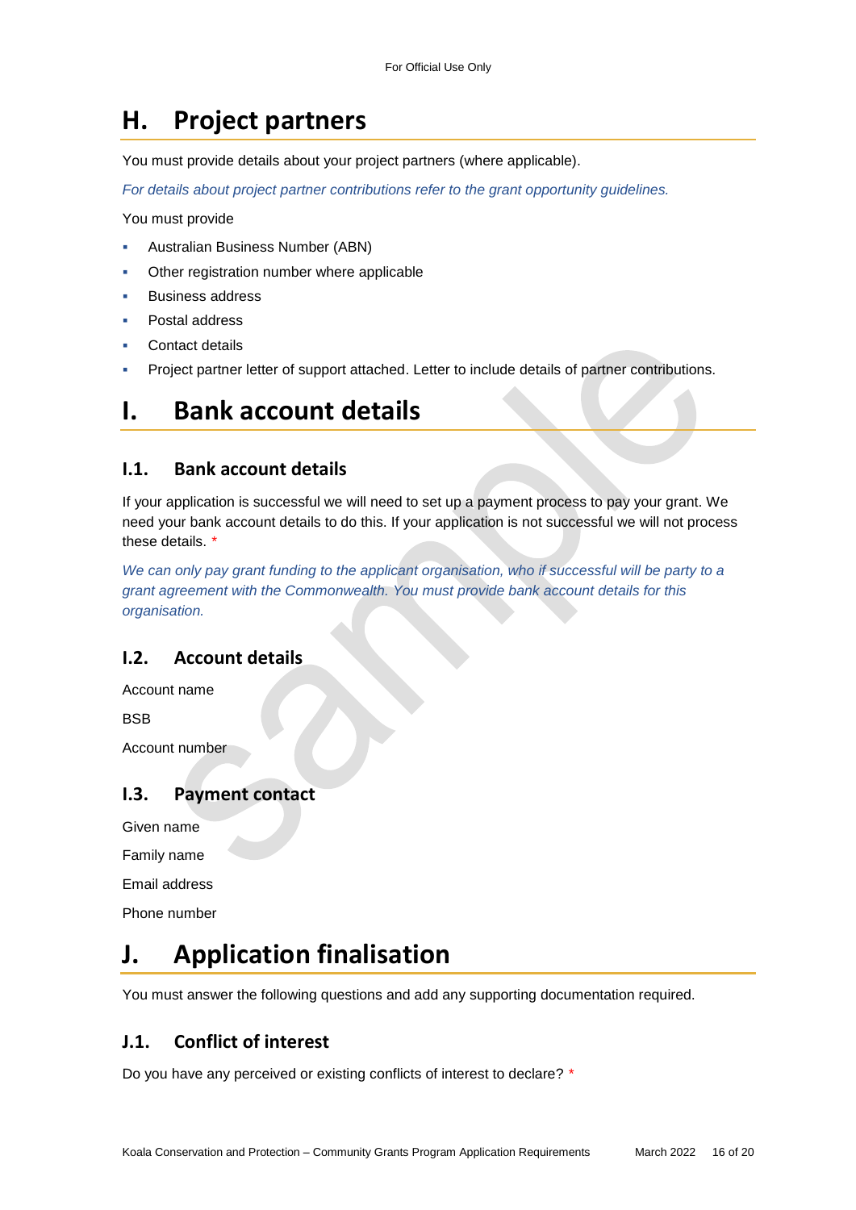# H. Project partners

You must provide details about your project partners (where applicable).

*For details about project partner contributions refer to the grant opportunity guidelines.*

You must provide

- Australian Business Number (ABN)
- Other registration number where applicable
- Business address
- Postal address
- Contact details
- Project partner letter of support attached. Letter to include details of partner contributions.

# I. Bank account details

## I.1. Bank account details

If your application is successful we will need to set up a payment process to pay your grant. We need your bank account details to do this. If your application is not successful we will not process these details. *

*We can only pay grant funding to the applicant organisation, who if successful will be party to a grant agreement with the Commonwealth. You must provide bank account details for this organisation.*

## I.2. Account details

Account name

BSB

Account number

## I.3. Payment contact

Given name

Family name

Email address

Phone number

# J. Application finalisation

You must answer the following questions and add any supporting documentation required.

## J.1. Conflict of interest

Do you have any perceived or existing conflicts of interest to declare? *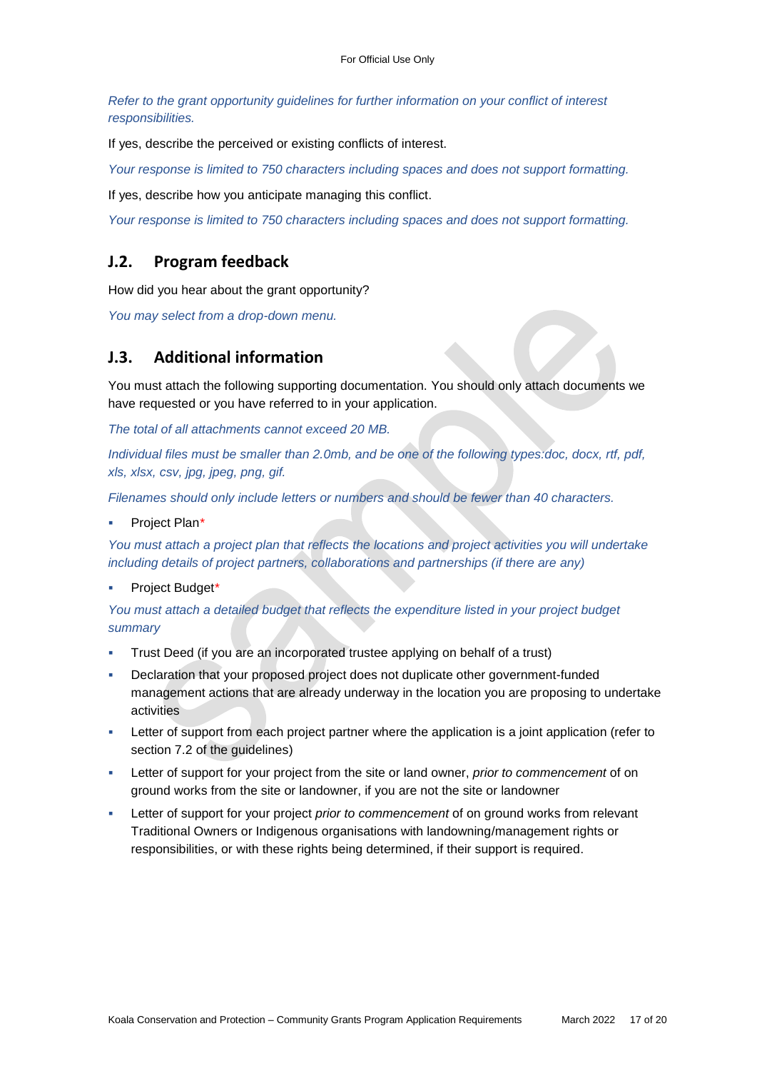*Refer to the grant opportunity guidelines for further information on your conflict of interest responsibilities.*

If yes, describe the perceived or existing conflicts of interest.

*Your response is limited to 750 characters including spaces and does not support formatting.*

If yes, describe how you anticipate managing this conflict.

*Your response is limited to 750 characters including spaces and does not support formatting.*

## J.2. Program feedback

How did you hear about the grant opportunity?

*You may select from a drop-down menu.*

## J.3. Additional information

You must attach the following supporting documentation. You should only attach documents we have requested or you have referred to in your application.

*The total of all attachments cannot exceed 20 MB.*

*Individual files must be smaller than 2.0mb, and be one of the following types:doc, docx, rtf, pdf, xls, xlsx, csv, jpg, jpeg, png, gif.*

*Filenames should only include letters or numbers and should be fewer than 40 characters.*

- Project Plan*

*You must attach a project plan that reflects the locations and project activities you will undertake including details of project partners, collaborations and partnerships (if there are any)*

- Project Budget*

*You must attach a detailed budget that reflects the expenditure listed in your project budget summary*

- Trust Deed (if you are an incorporated trustee applying on behalf of a trust)
- Declaration that your proposed project does not duplicate other government-funded management actions that are already underway in the location you are proposing to undertake activities
- Letter of support from each project partner where the application is a joint application (refer to section 7.2 of the guidelines)
- Letter of support for your project from the site or land owner, *prior to commencement* of on ground works from the site or landowner, if you are not the site or landowner
- Letter of support for your project *prior to commencement* of on ground works from relevant Traditional Owners or Indigenous organisations with landowning/management rights or responsibilities, or with these rights being determined, if their support is required.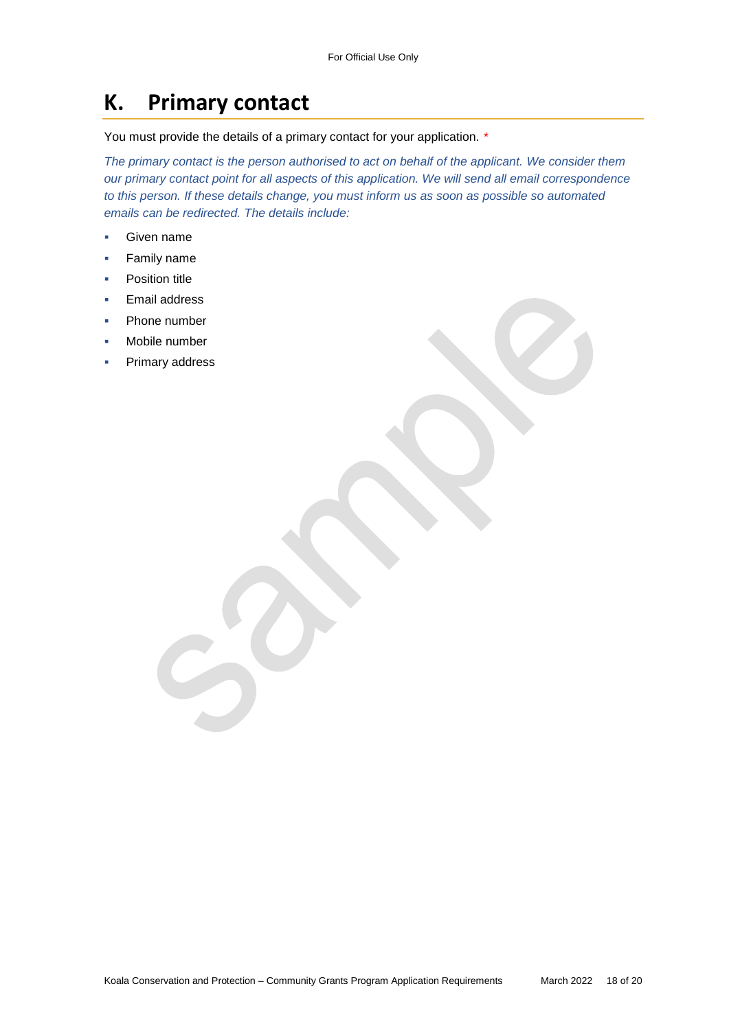# K. Primary contact

You must provide the details of a primary contact for your application. *

*The primary contact is the person authorised to act on behalf of the applicant. We consider them our primary contact point for all aspects of this application. We will send all email correspondence to this person. If these details change, you must inform us as soon as possible so automated emails can be redirected. The details include:*

- Given name
- Family name
- Position title
- Email address
- Phone number
- Mobile number
- Primary address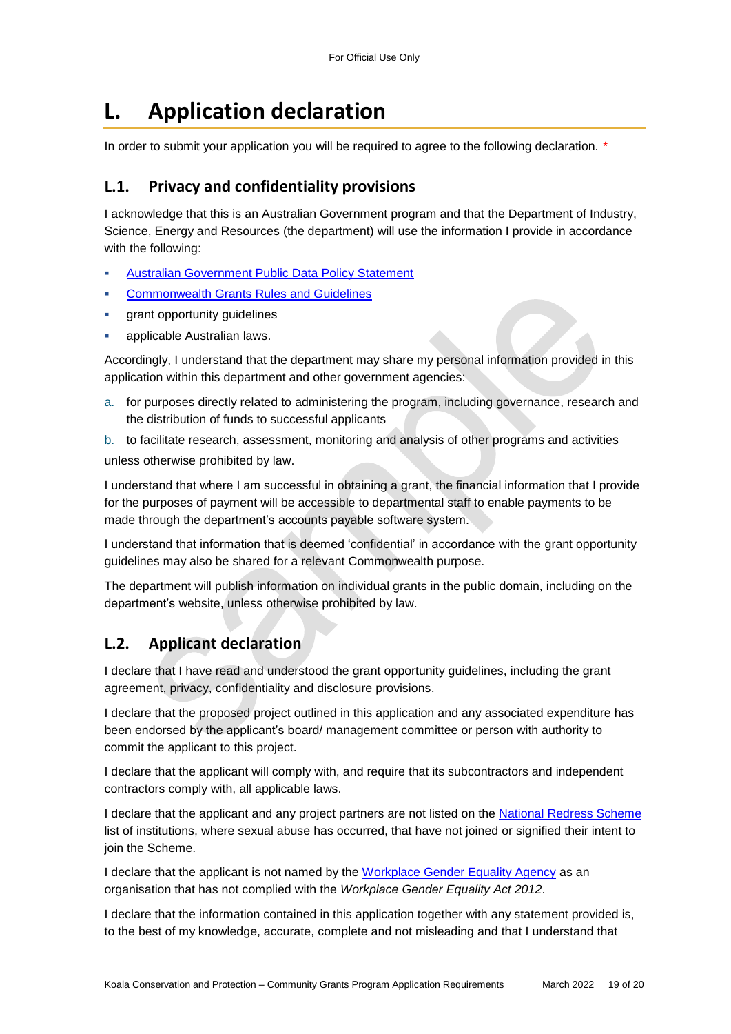# L. Application declaration

In order to submit your application you will be required to agree to the following declaration. *

## L.1. Privacy and confidentiality provisions

I acknowledge that this is an Australian Government program and that the Department of Industry, Science, Energy and Resources (the department) will use the information I provide in accordance with the following:

- Australian Government Public Data Policy Statement
- Commonwealth Grants Rules and Guidelines
- grant opportunity guidelines
- applicable Australian laws.

Accordingly, I understand that the department may share my personal information provided in this application within this department and other government agencies:

a. for purposes directly related to administering the program, including governance, research and the distribution of funds to successful applicants

b. to facilitate research, assessment, monitoring and analysis of other programs and activities

unless otherwise prohibited by law.

I understand that where I am successful in obtaining a grant, the financial information that I provide for the purposes of payment will be accessible to departmental staff to enable payments to be made through the department's accounts payable software system.

I understand that information that is deemed 'confidential' in accordance with the grant opportunity guidelines may also be shared for a relevant Commonwealth purpose.

The department will publish information on individual grants in the public domain, including on the department's website, unless otherwise prohibited by law.

## L.2. Applicant declaration

I declare that I have read and understood the grant opportunity guidelines, including the grant agreement, privacy, confidentiality and disclosure provisions.

I declare that the proposed project outlined in this application and any associated expenditure has been endorsed by the applicant's board/ management committee or person with authority to commit the applicant to this project.

I declare that the applicant will comply with, and require that its subcontractors and independent contractors comply with, all applicable laws.

I declare that the applicant and any project partners are not listed on the National Redress Scheme list of institutions, where sexual abuse has occurred, that have not joined or signified their intent to join the Scheme.

I declare that the applicant is not named by the Workplace Gender Equality Agency as an organisation that has not complied with the *Workplace Gender Equality Act 2012*.

I declare that the information contained in this application together with any statement provided is, to the best of my knowledge, accurate, complete and not misleading and that I understand that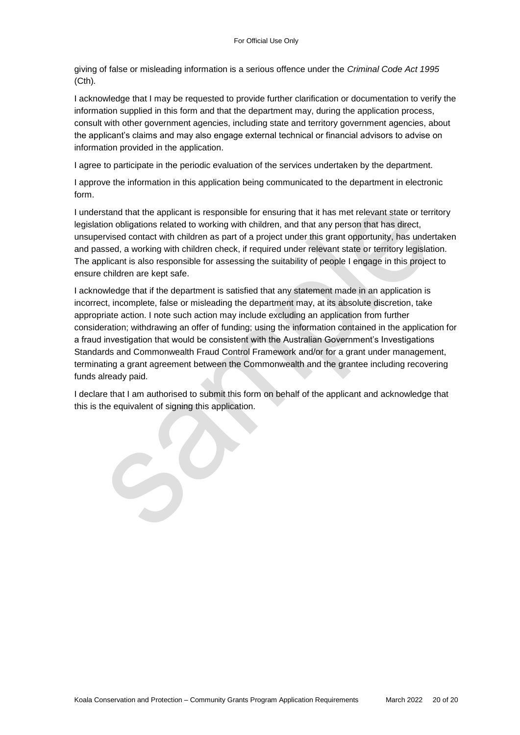giving of false or misleading information is a serious offence under the *Criminal Code Act 1995* (Cth).

I acknowledge that I may be requested to provide further clarification or documentation to verify the information supplied in this form and that the department may, during the application process, consult with other government agencies, including state and territory government agencies, about the applicant's claims and may also engage external technical or financial advisors to advise on information provided in the application.

I agree to participate in the periodic evaluation of the services undertaken by the department.

I approve the information in this application being communicated to the department in electronic form.

I understand that the applicant is responsible for ensuring that it has met relevant state or territory legislation obligations related to working with children, and that any person that has direct, unsupervised contact with children as part of a project under this grant opportunity, has undertaken and passed, a working with children check, if required under relevant state or territory legislation. The applicant is also responsible for assessing the suitability of people I engage in this project to ensure children are kept safe.

I acknowledge that if the department is satisfied that any statement made in an application is incorrect, incomplete, false or misleading the department may, at its absolute discretion, take appropriate action. I note such action may include excluding an application from further consideration; withdrawing an offer of funding; using the information contained in the application for a fraud investigation that would be consistent with the Australian Government's Investigations Standards and Commonwealth Fraud Control Framework and/or for a grant under management, terminating a grant agreement between the Commonwealth and the grantee including recovering funds already paid.

I declare that I am authorised to submit this form on behalf of the applicant and acknowledge that this is the equivalent of signing this application.